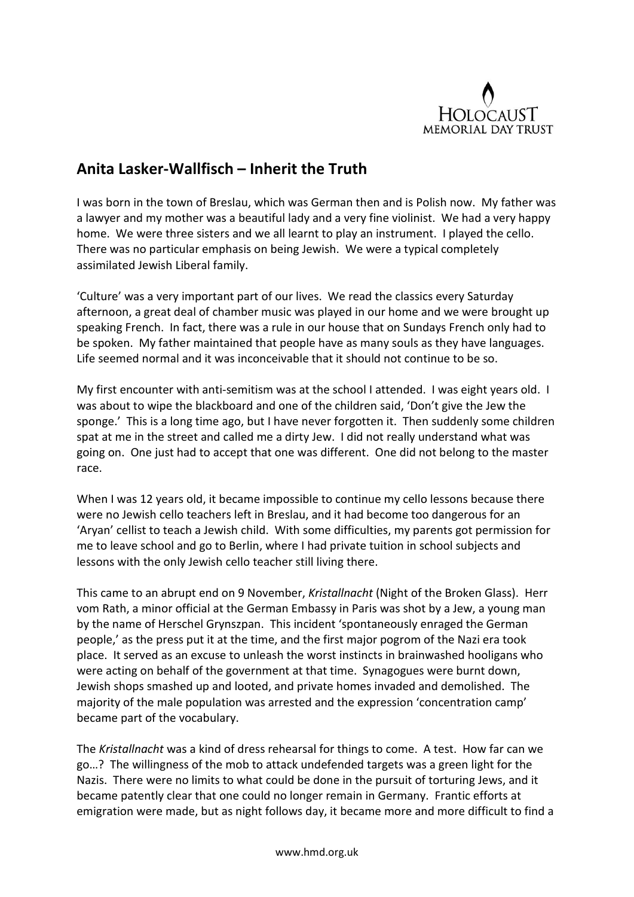# Anita Lasker-Wallfisch – Inherit the Truth

I was born in the town of Breslau, which was German then and is Polish now. My father was a lawyer and my mother was a beautiful lady and a very fine violinist. We had a very happy home. We were three sisters and we all learnt to play an instrument. I played the cello. There was no particular emphasis on being Jewish. We were a typical completely assimilated Jewish Liberal family.

'Culture' was a very important part of our lives. We read the classics every Saturday afternoon, a great deal of chamber music was played in our home and we were brought up speaking French. In fact, there was a rule in our house that on Sundays French only had to be spoken. My father maintained that people have as many souls as they have languages. Life seemed normal and it was inconceivable that it should not continue to be so.

My first encounter with anti-semitism was at the school I attended. I was eight years old. I was about to wipe the blackboard and one of the children said, 'Don't give the Jew the sponge.' This is a long time ago, but I have never forgotten it. Then suddenly some children spat at me in the street and called me a dirty Jew. I did not really understand what was going on. One just had to accept that one was different. One did not belong to the master race.

When I was 12 years old, it became impossible to continue my cello lessons because there were no Jewish cello teachers left in Breslau, and it had become too dangerous for an 'Aryan' cellist to teach a Jewish child. With some difficulties, my parents got permission for me to leave school and go to Berlin, where I had private tuition in school subjects and lessons with the only Jewish cello teacher still living there.

This came to an abrupt end on 9 November, *Kristallnacht* (Night of the Broken Glass). Herr vom Rath, a minor official at the German Embassy in Paris was shot by a Jew, a young man by the name of Herschel Grynszpan. This incident 'spontaneously enraged the German people,' as the press put it at the time, and the first major pogrom of the Nazi era took place. It served as an excuse to unleash the worst instincts in brainwashed hooligans who were acting on behalf of the government at that time. Synagogues were burnt down, Jewish shops smashed up and looted, and private homes invaded and demolished. The majority of the male population was arrested and the expression 'concentration camp' became part of the vocabulary.

The *Kristallnacht* was a kind of dress rehearsal for things to come. A test. How far can we go…? The willingness of the mob to attack undefended targets was a green light for the Nazis. There were no limits to what could be done in the pursuit of torturing Jews, and it became patently clear that one could no longer remain in Germany. Frantic efforts at emigration were made, but as night follows day, it became more and more difficult to find a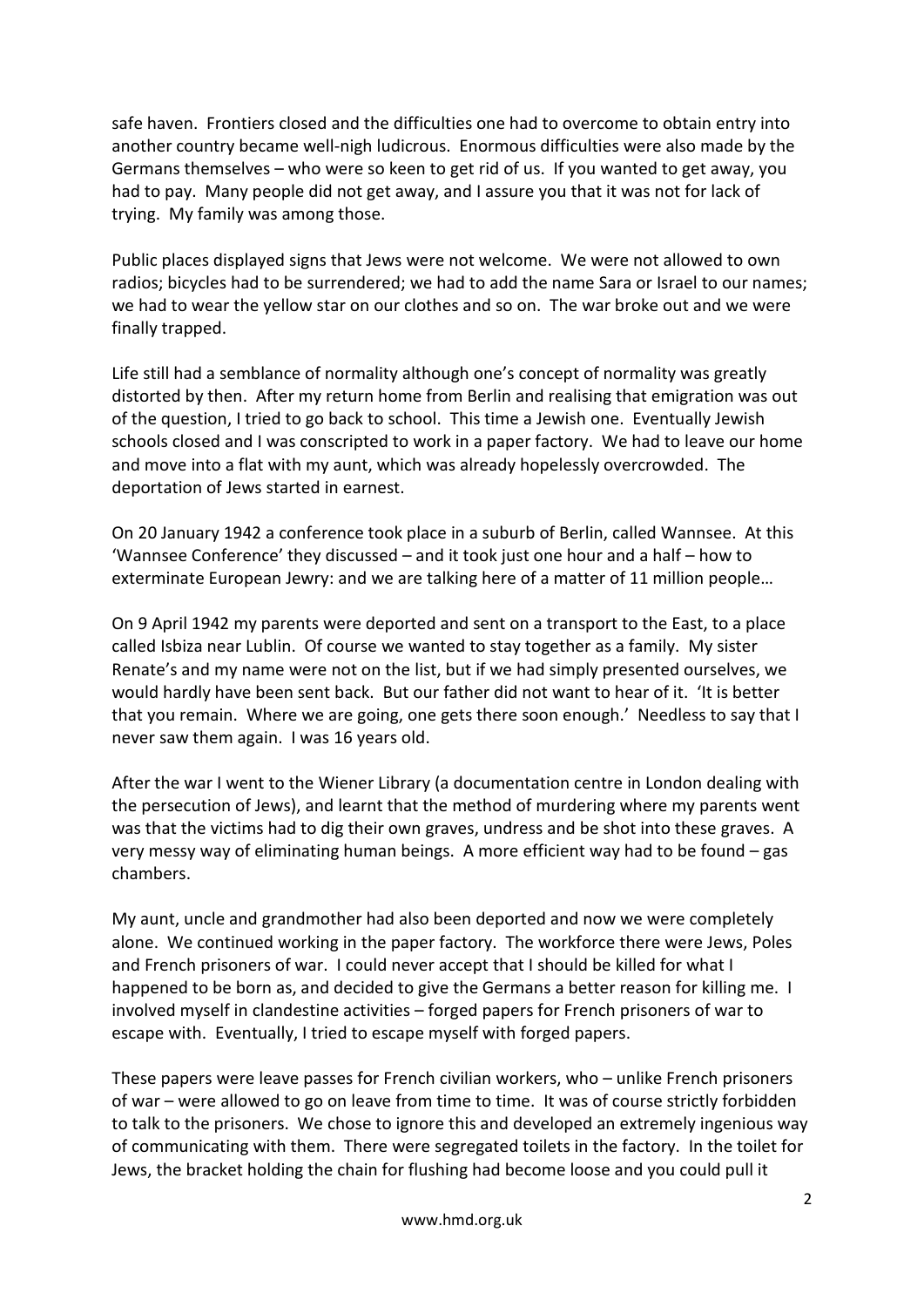safe haven. Frontiers closed and the difficulties one had to overcome to obtain entry into another country became well-nigh ludicrous. Enormous difficulties were also made by the Germans themselves – who were so keen to get rid of us. If you wanted to get away, you had to pay. Many people did not get away, and I assure you that it was not for lack of trying. My family was among those.

Public places displayed signs that Jews were not welcome. We were not allowed to own radios; bicycles had to be surrendered; we had to add the name Sara or Israel to our names; we had to wear the yellow star on our clothes and so on. The war broke out and we were finally trapped.

Life still had a semblance of normality although one's concept of normality was greatly distorted by then. After my return home from Berlin and realising that emigration was out of the question, I tried to go back to school. This time a Jewish one. Eventually Jewish schools closed and I was conscripted to work in a paper factory. We had to leave our home and move into a flat with my aunt, which was already hopelessly overcrowded. The deportation of Jews started in earnest.

On 20 January 1942 a conference took place in a suburb of Berlin, called Wannsee. At this 'Wannsee Conference' they discussed – and it took just one hour and a half – how to exterminate European Jewry: and we are talking here of a matter of 11 million people…

On 9 April 1942 my parents were deported and sent on a transport to the East, to a place called Isbiza near Lublin. Of course we wanted to stay together as a family. My sister Renate's and my name were not on the list, but if we had simply presented ourselves, we would hardly have been sent back. But our father did not want to hear of it. 'It is better that you remain. Where we are going, one gets there soon enough.' Needless to say that I never saw them again. I was 16 years old.

After the war I went to the Wiener Library (a documentation centre in London dealing with the persecution of Jews), and learnt that the method of murdering where my parents went was that the victims had to dig their own graves, undress and be shot into these graves. A very messy way of eliminating human beings. A more efficient way had to be found – gas chambers.

My aunt, uncle and grandmother had also been deported and now we were completely alone. We continued working in the paper factory. The workforce there were Jews, Poles and French prisoners of war. I could never accept that I should be killed for what I happened to be born as, and decided to give the Germans a better reason for killing me. I involved myself in clandestine activities – forged papers for French prisoners of war to escape with. Eventually, I tried to escape myself with forged papers.

These papers were leave passes for French civilian workers, who – unlike French prisoners of war – were allowed to go on leave from time to time. It was of course strictly forbidden to talk to the prisoners. We chose to ignore this and developed an extremely ingenious way of communicating with them. There were segregated toilets in the factory. In the toilet for Jews, the bracket holding the chain for flushing had become loose and you could pull it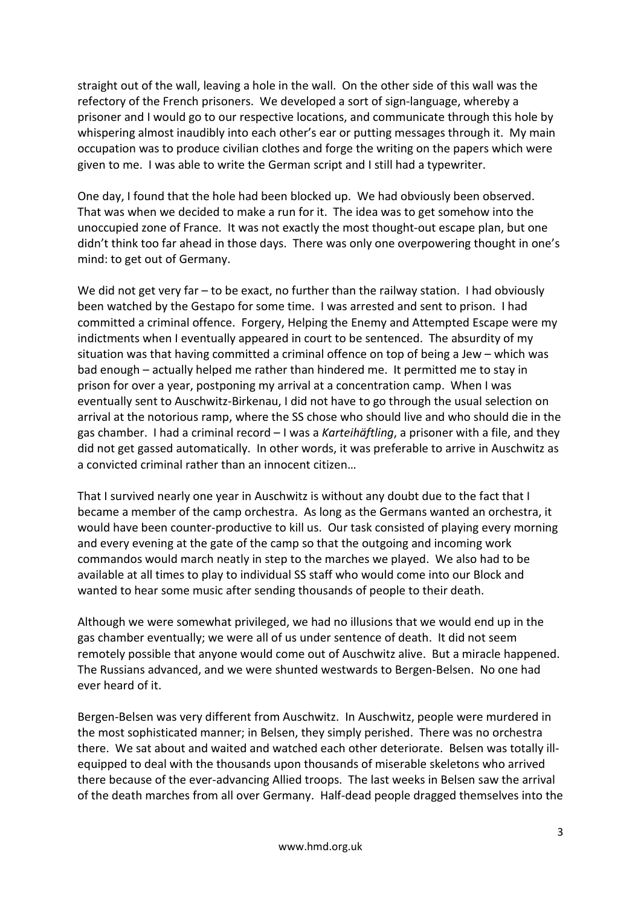straight out of the wall, leaving a hole in the wall. On the other side of this wall was the refectory of the French prisoners. We developed a sort of sign-language, whereby a prisoner and I would go to our respective locations, and communicate through this hole by whispering almost inaudibly into each other's ear or putting messages through it. My main occupation was to produce civilian clothes and forge the writing on the papers which were given to me. I was able to write the German script and I still had a typewriter.

One day, I found that the hole had been blocked up. We had obviously been observed. That was when we decided to make a run for it. The idea was to get somehow into the unoccupied zone of France. It was not exactly the most thought-out escape plan, but one didn't think too far ahead in those days. There was only one overpowering thought in one's mind: to get out of Germany.

We did not get very far – to be exact, no further than the railway station. I had obviously been watched by the Gestapo for some time. I was arrested and sent to prison. I had committed a criminal offence. Forgery, Helping the Enemy and Attempted Escape were my indictments when I eventually appeared in court to be sentenced. The absurdity of my situation was that having committed a criminal offence on top of being a Jew – which was bad enough – actually helped me rather than hindered me. It permitted me to stay in prison for over a year, postponing my arrival at a concentration camp. When I was eventually sent to Auschwitz-Birkenau, I did not have to go through the usual selection on arrival at the notorious ramp, where the SS chose who should live and who should die in the gas chamber. I had a criminal record – I was a *Karteihäftling*, a prisoner with a file, and they did not get gassed automatically. In other words, it was preferable to arrive in Auschwitz as a convicted criminal rather than an innocent citizen…

That I survived nearly one year in Auschwitz is without any doubt due to the fact that I became a member of the camp orchestra. As long as the Germans wanted an orchestra, it would have been counter-productive to kill us. Our task consisted of playing every morning and every evening at the gate of the camp so that the outgoing and incoming work commandos would march neatly in step to the marches we played. We also had to be available at all times to play to individual SS staff who would come into our Block and wanted to hear some music after sending thousands of people to their death.

Although we were somewhat privileged, we had no illusions that we would end up in the gas chamber eventually; we were all of us under sentence of death. It did not seem remotely possible that anyone would come out of Auschwitz alive. But a miracle happened. The Russians advanced, and we were shunted westwards to Bergen-Belsen. No one had ever heard of it.

Bergen-Belsen was very different from Auschwitz. In Auschwitz, people were murdered in the most sophisticated manner; in Belsen, they simply perished. There was no orchestra there. We sat about and waited and watched each other deteriorate. Belsen was totally ill-equipped to deal with the thousands upon thousands of miserable skeletons who arrived there because of the ever-advancing Allied troops. The last weeks in Belsen saw the arrival of the death marches from all over Germany. Half-dead people dragged themselves into the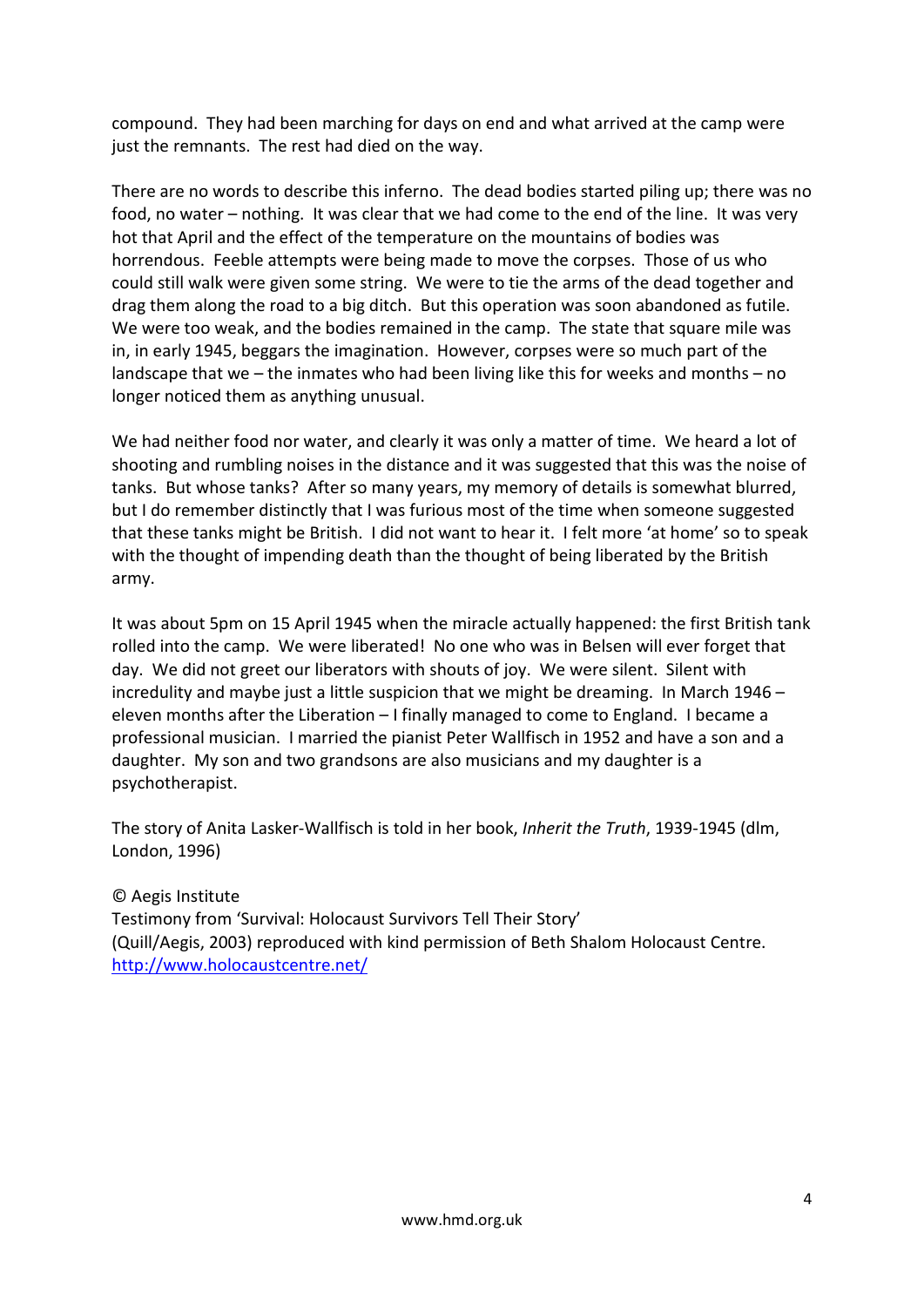compound. They had been marching for days on end and what arrived at the camp were just the remnants. The rest had died on the way.

There are no words to describe this inferno. The dead bodies started piling up; there was no food, no water – nothing. It was clear that we had come to the end of the line. It was very hot that April and the effect of the temperature on the mountains of bodies was horrendous. Feeble attempts were being made to move the corpses. Those of us who could still walk were given some string. We were to tie the arms of the dead together and drag them along the road to a big ditch. But this operation was soon abandoned as futile. We were too weak, and the bodies remained in the camp. The state that square mile was in, in early 1945, beggars the imagination. However, corpses were so much part of the landscape that we – the inmates who had been living like this for weeks and months – no longer noticed them as anything unusual.

We had neither food nor water, and clearly it was only a matter of time. We heard a lot of shooting and rumbling noises in the distance and it was suggested that this was the noise of tanks. But whose tanks? After so many years, my memory of details is somewhat blurred, but I do remember distinctly that I was furious most of the time when someone suggested that these tanks might be British. I did not want to hear it. I felt more 'at home' so to speak with the thought of impending death than the thought of being liberated by the British army.

It was about 5pm on 15 April 1945 when the miracle actually happened: the first British tank rolled into the camp. We were liberated! No one who was in Belsen will ever forget that day. We did not greet our liberators with shouts of joy. We were silent. Silent with incredulity and maybe just a little suspicion that we might be dreaming. In March 1946 – eleven months after the Liberation – I finally managed to come to England. I became a professional musician. I married the pianist Peter Wallfisch in 1952 and have a son and a daughter. My son and two grandsons are also musicians and my daughter is a psychotherapist.

The story of Anita Lasker-Wallfisch is told in her book, *Inherit the Truth*, 1939-1945 (dlm, London, 1996)

© Aegis Institute
Testimony from 'Survival: Holocaust Survivors Tell Their Story'
(Quill/Aegis, 2003) reproduced with kind permission of Beth Shalom Holocaust Centre.
http://www.holocaustcentre.net/